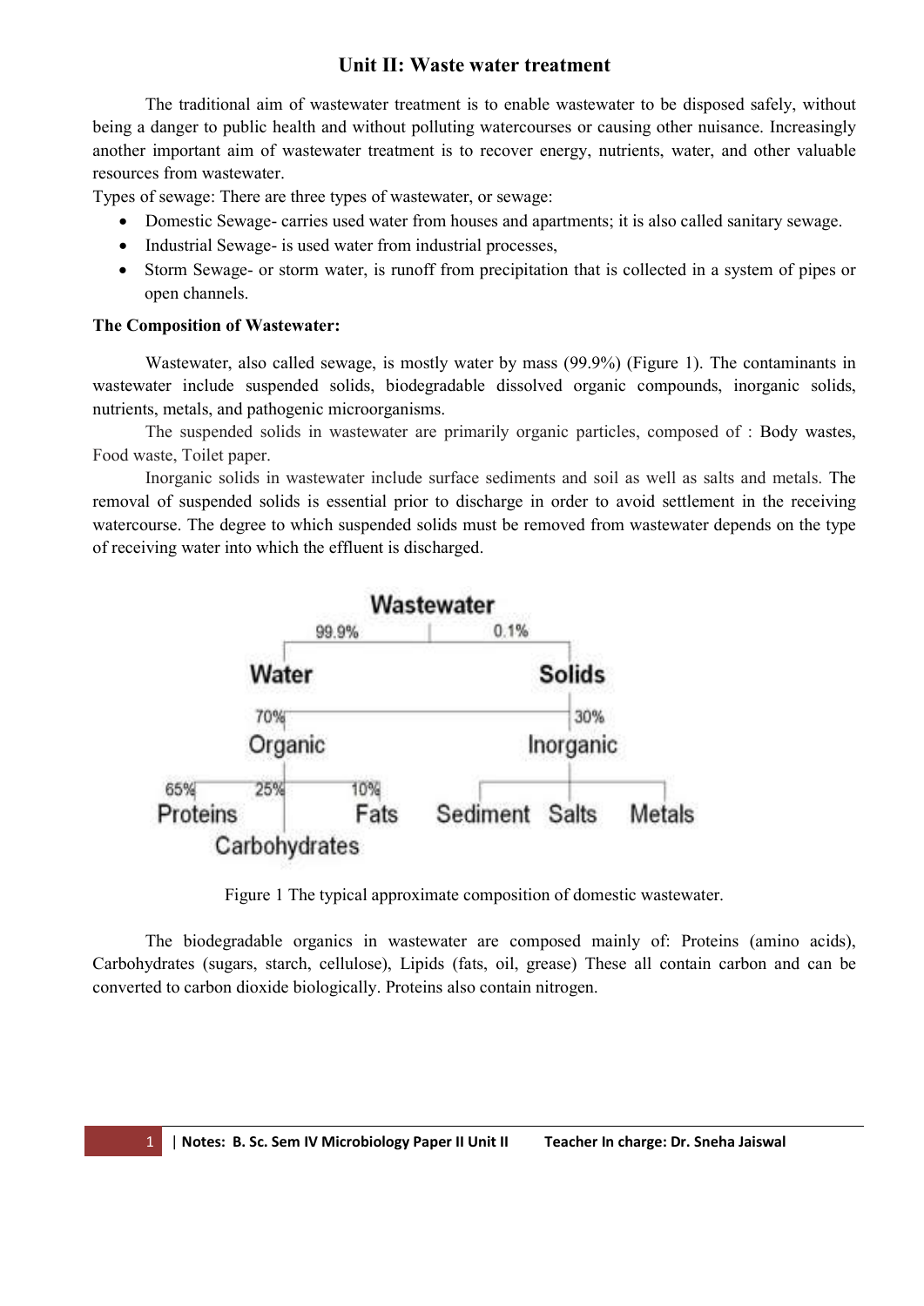# Unit II: Waste water treatment

The traditional aim of wastewater treatment is to enable wastewater to be disposed safely, without being a danger to public health and without polluting watercourses or causing other nuisance. Increasingly another important aim of wastewater treatment is to recover energy, nutrients, water, and other valuable resources from wastewater.

Types of sewage: There are three types of wastewater, or sewage:

- Domestic Sewage- carries used water from houses and apartments; it is also called sanitary sewage.
- Industrial Sewage- is used water from industrial processes,
- Storm Sewage- or storm water, is runoff from precipitation that is collected in a system of pipes or open channels.

**The Composition of Wastewater:**

Wastewater, also called sewage, is mostly water by mass (99.9%) (Figure 1). The contaminants in wastewater include suspended solids, biodegradable dissolved organic compounds, inorganic solids, nutrients, metals, and pathogenic microorganisms.

The suspended solids in wastewater are primarily organic particles, composed of : Body wastes, Food waste, Toilet paper.

Inorganic solids in wastewater include surface sediments and soil as well as salts and metals. The removal of suspended solids is essential prior to discharge in order to avoid settlement in the receiving watercourse. The degree to which suspended solids must be removed from wastewater depends on the type of receiving water into which the effluent is discharged.

Figure 1 The typical approximate composition of domestic wastewater.

The biodegradable organics in wastewater are composed mainly of: Proteins (amino acids), Carbohydrates (sugars, starch, cellulose), Lipids (fats, oil, grease) These all contain carbon and can be converted to carbon dioxide biologically. Proteins also contain nitrogen.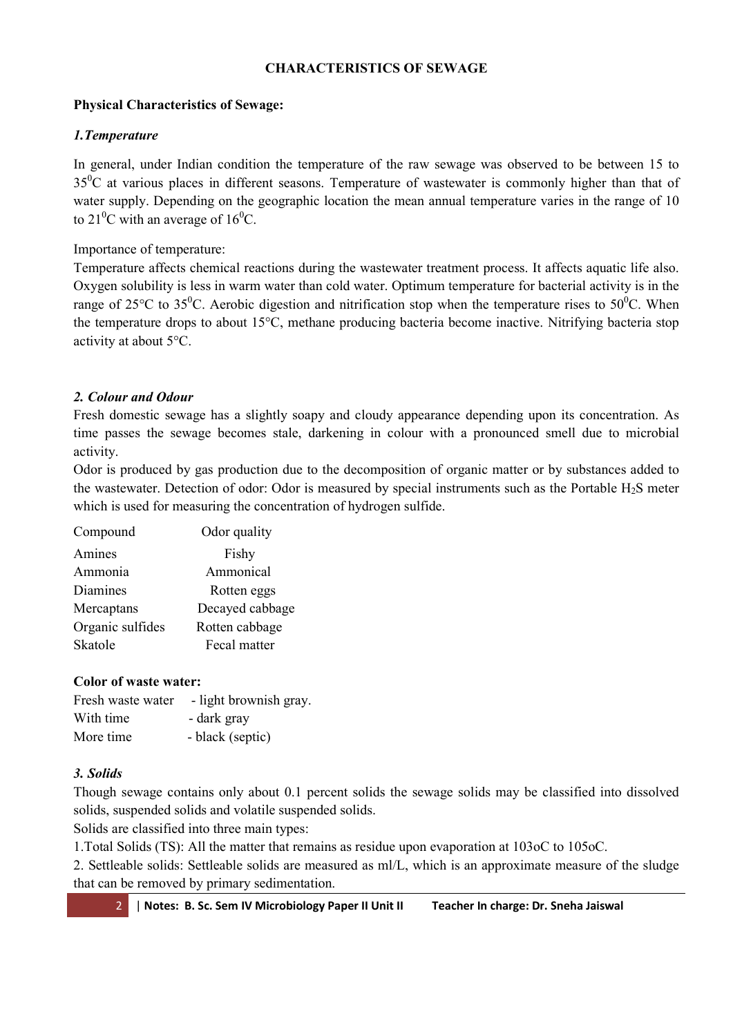## CHARACTERISTICS OF SEWAGE

### Physical Characteristics of Sewage:

#### *1.Temperature*

In general, under Indian condition the temperature of the raw sewage was observed to be between 15 to $35^0$C at various places in different seasons. Temperature of wastewater is commonly higher than that of water supply. Depending on the geographic location the mean annual temperature varies in the range of 10 to $21^0$C with an average of $16^0$C.

Importance of temperature:
Temperature affects chemical reactions during the wastewater treatment process. It affects aquatic life also. Oxygen solubility is less in warm water than cold water. Optimum temperature for bacterial activity is in the range of 25°C to $35^0$C. Aerobic digestion and nitrification stop when the temperature rises to $50^0$C. When the temperature drops to about 15°C, methane producing bacteria become inactive. Nitrifying bacteria stop activity at about 5°C.

#### *2. Colour and Odour*

Fresh domestic sewage has a slightly soapy and cloudy appearance depending upon its concentration. As time passes the sewage becomes stale, darkening in colour with a pronounced smell due to microbial activity.
Odor is produced by gas production due to the decomposition of organic matter or by substances added to the wastewater. Detection of odor: Odor is measured by special instruments such as the Portable $H_2S$ meter which is used for measuring the concentration of hydrogen sulfide.

| Compound | Odor quality |
|---|---|
| Amines | Fishy |
| Ammonia | Ammonical |
| Diamines | Rotten eggs |
| Mercaptans | Decayed cabbage |
| Organic sulfides | Rotten cabbage |
| Skatole | Fecal matter |

**Color of waste water:**

| | |
|---|---|
| Fresh waste water | - light brownish gray. |
| With time | - dark gray |
| More time | - black (septic) |

#### *3. Solids*

Though sewage contains only about 0.1 percent solids the sewage solids may be classified into dissolved solids, suspended solids and volatile suspended solids.
Solids are classified into three main types:
1.Total Solids (TS): All the matter that remains as residue upon evaporation at 103oC to 105oC.
2. Settleable solids: Settleable solids are measured as ml/L, which is an approximate measure of the sludge that can be removed by primary sedimentation.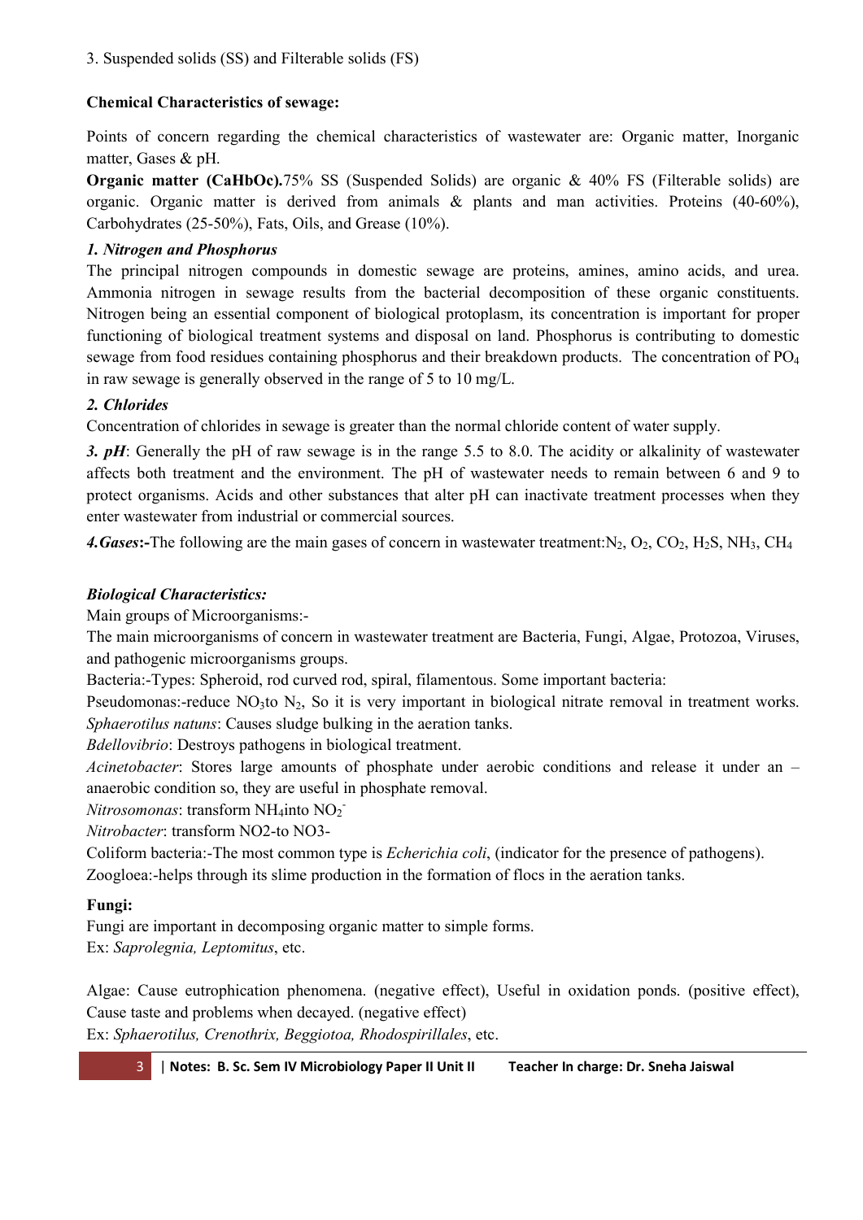3. Suspended solids (SS) and Filterable solids (FS)

**Chemical Characteristics of sewage:**

Points of concern regarding the chemical characteristics of wastewater are: Organic matter, Inorganic matter, Gases & pH.

**Organic matter (CaHbOc).**75% SS (Suspended Solids) are organic & 40% FS (Filterable solids) are organic. Organic matter is derived from animals & plants and man activities. Proteins (40-60%), Carbohydrates (25-50%), Fats, Oils, and Grease (10%).

***1. Nitrogen and Phosphorus***

The principal nitrogen compounds in domestic sewage are proteins, amines, amino acids, and urea. Ammonia nitrogen in sewage results from the bacterial decomposition of these organic constituents. Nitrogen being an essential component of biological protoplasm, its concentration is important for proper functioning of biological treatment systems and disposal on land. Phosphorus is contributing to domestic sewage from food residues containing phosphorus and their breakdown products. The concentration of $PO_4$ in raw sewage is generally observed in the range of 5 to 10 mg/L.

***2. Chlorides***

Concentration of chlorides in sewage is greater than the normal chloride content of water supply.

***3. pH***: Generally the pH of raw sewage is in the range 5.5 to 8.0. The acidity or alkalinity of wastewater affects both treatment and the environment. The pH of wastewater needs to remain between 6 and 9 to protect organisms. Acids and other substances that alter pH can inactivate treatment processes when they enter wastewater from industrial or commercial sources.

***4.Gases*:-**The following are the main gases of concern in wastewater treatment:$N_2$, $O_2$, $CO_2$, $H_2S$, $NH_3$, $CH_4$

***Biological Characteristics:***

Main groups of Microorganisms:-

The main microorganisms of concern in wastewater treatment are Bacteria, Fungi, Algae, Protozoa, Viruses, and pathogenic microorganisms groups.

Bacteria:-Types: Spheroid, rod curved rod, spiral, filamentous. Some important bacteria:

Pseudomonas:-reduce $NO_3$to $N_2$, So it is very important in biological nitrate removal in treatment works.

*Sphaerotilus natuns*: Causes sludge bulking in the aeration tanks.

*Bdellovibrio*: Destroys pathogens in biological treatment.

*Acinetobacter*: Stores large amounts of phosphate under aerobic conditions and release it under an –anaerobic condition so, they are useful in phosphate removal.

*Nitrosomonas*: transform $NH_4$into $NO_2^-$

*Nitrobacter*: transform NO2-to NO3-

Coliform bacteria:-The most common type is *Echerichia coli*, (indicator for the presence of pathogens).

Zoogloea:-helps through its slime production in the formation of flocs in the aeration tanks.

**Fungi:**

Fungi are important in decomposing organic matter to simple forms.

Ex: *Saprolegnia, Leptomitus*, etc.

Algae: Cause eutrophication phenomena. (negative effect), Useful in oxidation ponds. (positive effect), Cause taste and problems when decayed. (negative effect)

Ex: *Sphaerotilus, Crenothrix, Beggiotoa, Rhodospirillales*, etc.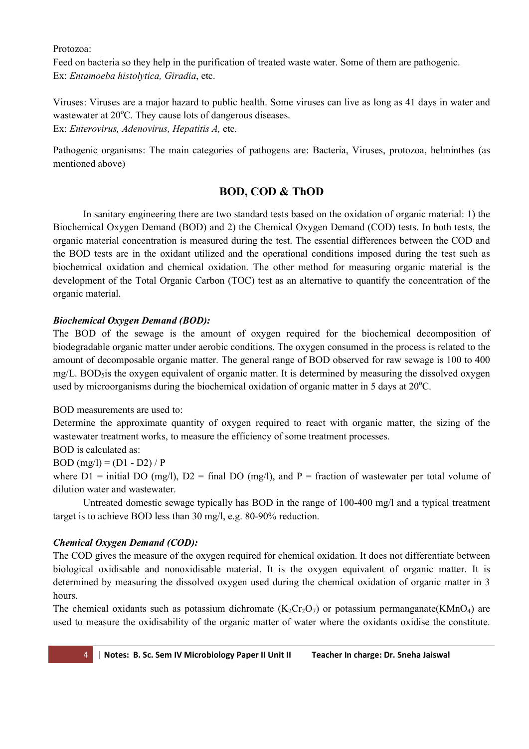Protozoa:

Feed on bacteria so they help in the purification of treated waste water. Some of them are pathogenic.
Ex: *Entamoeba histolytica, Giradia*, etc.

Viruses: Viruses are a major hazard to public health. Some viruses can live as long as 41 days in water and wastewater at 20$^o$C. They cause lots of dangerous diseases.
Ex: *Enterovirus, Adenovirus, Hepatitis A,* etc.

Pathogenic organisms: The main categories of pathogens are: Bacteria, Viruses, protozoa, helminthes (as mentioned above)

## BOD, COD & ThOD

In sanitary engineering there are two standard tests based on the oxidation of organic material: 1) the Biochemical Oxygen Demand (BOD) and 2) the Chemical Oxygen Demand (COD) tests. In both tests, the organic material concentration is measured during the test. The essential differences between the COD and the BOD tests are in the oxidant utilized and the operational conditions imposed during the test such as biochemical oxidation and chemical oxidation. The other method for measuring organic material is the development of the Total Organic Carbon (TOC) test as an alternative to quantify the concentration of the organic material.

### *Biochemical Oxygen Demand (BOD):*

The BOD of the sewage is the amount of oxygen required for the biochemical decomposition of biodegradable organic matter under aerobic conditions. The oxygen consumed in the process is related to the amount of decomposable organic matter. The general range of BOD observed for raw sewage is 100 to 400 mg/L. $BOD_5$is the oxygen equivalent of organic matter. It is determined by measuring the dissolved oxygen used by microorganisms during the biochemical oxidation of organic matter in 5 days at 20$^o$C.

BOD measurements are used to:

Determine the approximate quantity of oxygen required to react with organic matter, the sizing of the wastewater treatment works, to measure the efficiency of some treatment processes.

BOD is calculated as:

BOD (mg/l) = (D1 - D2) / P

where D1 = initial DO (mg/l), D2 = final DO (mg/l), and P = fraction of wastewater per total volume of dilution water and wastewater.

Untreated domestic sewage typically has BOD in the range of 100-400 mg/l and a typical treatment target is to achieve BOD less than 30 mg/l, e.g. 80-90% reduction.

### *Chemical Oxygen Demand (COD):*

The COD gives the measure of the oxygen required for chemical oxidation. It does not differentiate between biological oxidisable and nonoxidisable material. It is the oxygen equivalent of organic matter. It is determined by measuring the dissolved oxygen used during the chemical oxidation of organic matter in 3 hours.

The chemical oxidants such as potassium dichromate ($K_2Cr_2O_7$) or potassium permanganate($KMnO_4$) are used to measure the oxidisability of the organic matter of water where the oxidants oxidise the constitute.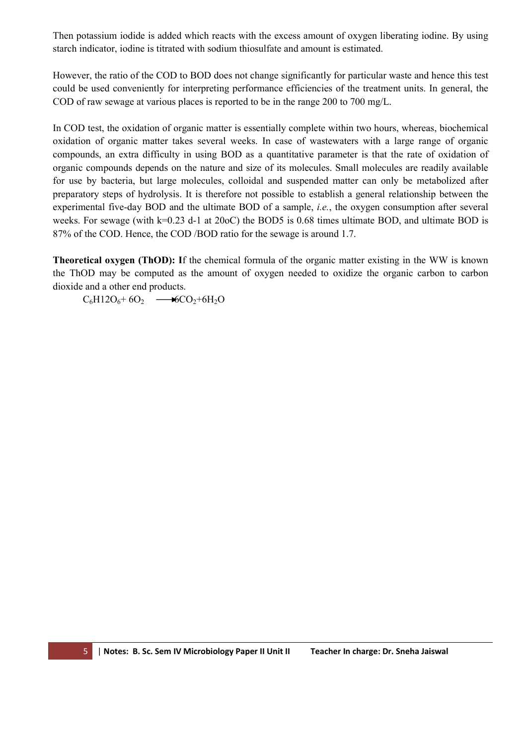Then potassium iodide is added which reacts with the excess amount of oxygen liberating iodine. By using starch indicator, iodine is titrated with sodium thiosulfate and amount is estimated.

However, the ratio of the COD to BOD does not change significantly for particular waste and hence this test could be used conveniently for interpreting performance efficiencies of the treatment units. In general, the COD of raw sewage at various places is reported to be in the range 200 to 700 mg/L.

In COD test, the oxidation of organic matter is essentially complete within two hours, whereas, biochemical oxidation of organic matter takes several weeks. In case of wastewaters with a large range of organic compounds, an extra difficulty in using BOD as a quantitative parameter is that the rate of oxidation of organic compounds depends on the nature and size of its molecules. Small molecules are readily available for use by bacteria, but large molecules, colloidal and suspended matter can only be metabolized after preparatory steps of hydrolysis. It is therefore not possible to establish a general relationship between the experimental five-day BOD and the ultimate BOD of a sample, *i.e.*, the oxygen consumption after several weeks. For sewage (with k=0.23 d-1 at 20oC) the BOD5 is 0.68 times ultimate BOD, and ultimate BOD is 87% of the COD. Hence, the COD /BOD ratio for the sewage is around 1.7.

**Theoretical oxygen (ThOD): I**f the chemical formula of the organic matter existing in the WW is known the ThOD may be computed as the amount of oxygen needed to oxidize the organic carbon to carbon dioxide and a other end products.

$$C_6H12O_6 + 6O_2 \longrightarrow 6CO_2 + 6H_2O$$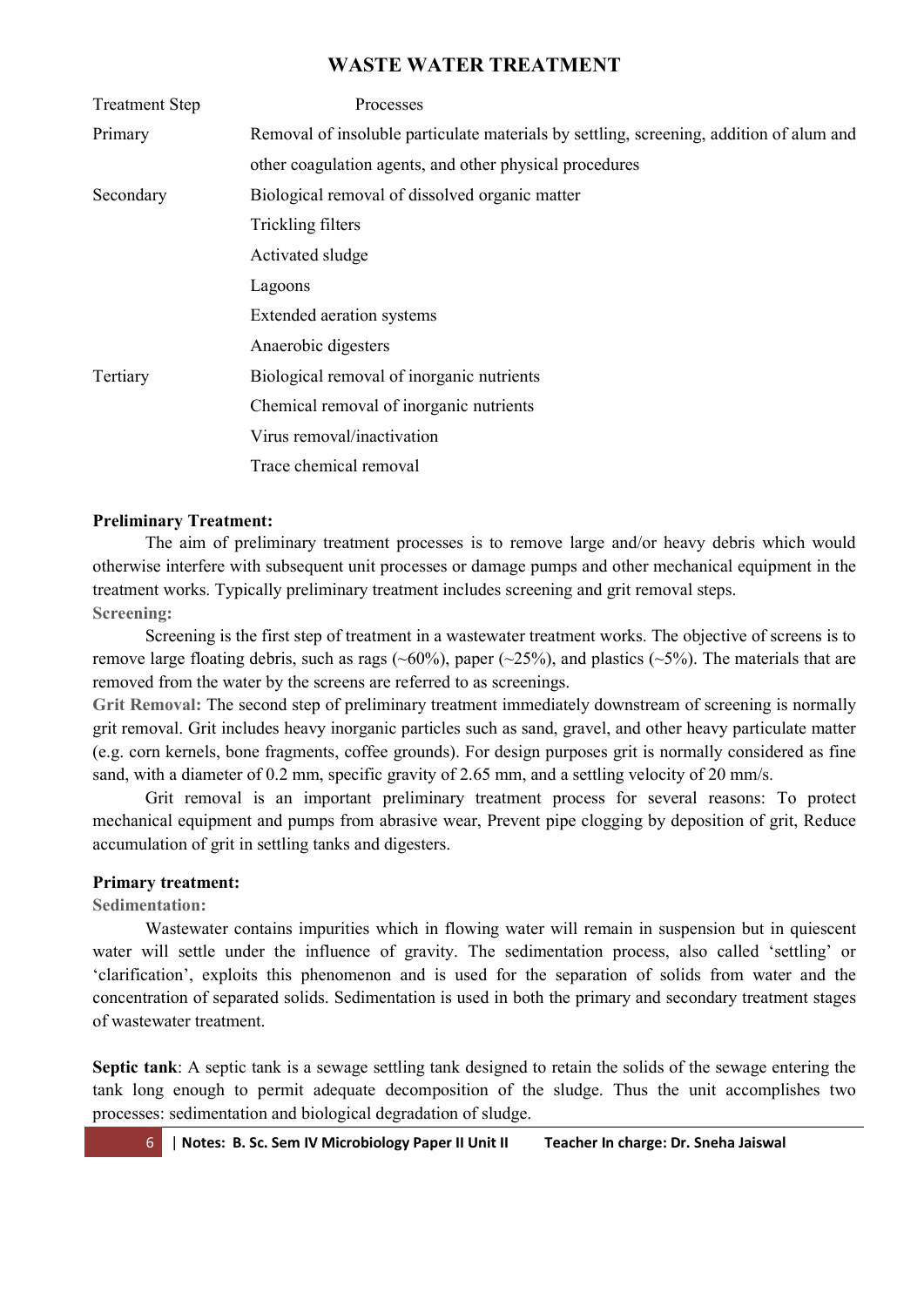## WASTE WATER TREATMENT

| Treatment Step | Processes |
|---|---|
| Primary | Removal of insoluble particulate materials by settling, screening, addition of alum and other coagulation agents, and other physical procedures |
| Secondary | Biological removal of dissolved organic matter |
| | Trickling filters |
| | Activated sludge |
| | Lagoons |
| | Extended aeration systems |
| | Anaerobic digesters |
| Tertiary | Biological removal of inorganic nutrients |
| | Chemical removal of inorganic nutrients |
| | Virus removal/inactivation |
| | Trace chemical removal |

**Preliminary Treatment:**

The aim of preliminary treatment processes is to remove large and/or heavy debris which would otherwise interfere with subsequent unit processes or damage pumps and other mechanical equipment in the treatment works. Typically preliminary treatment includes screening and grit removal steps.

**Screening:**

Screening is the first step of treatment in a wastewater treatment works. The objective of screens is to remove large floating debris, such as rags (~60%), paper (~25%), and plastics (~5%). The materials that are removed from the water by the screens are referred to as screenings.

**Grit Removal:** The second step of preliminary treatment immediately downstream of screening is normally grit removal. Grit includes heavy inorganic particles such as sand, gravel, and other heavy particulate matter (e.g. corn kernels, bone fragments, coffee grounds). For design purposes grit is normally considered as fine sand, with a diameter of 0.2 mm, specific gravity of 2.65 mm, and a settling velocity of 20 mm/s.

Grit removal is an important preliminary treatment process for several reasons: To protect mechanical equipment and pumps from abrasive wear, Prevent pipe clogging by deposition of grit, Reduce accumulation of grit in settling tanks and digesters.

**Primary treatment:**

**Sedimentation:**

Wastewater contains impurities which in flowing water will remain in suspension but in quiescent water will settle under the influence of gravity. The sedimentation process, also called 'settling' or 'clarification', exploits this phenomenon and is used for the separation of solids from water and the concentration of separated solids. Sedimentation is used in both the primary and secondary treatment stages of wastewater treatment.

**Septic tank**: A septic tank is a sewage settling tank designed to retain the solids of the sewage entering the tank long enough to permit adequate decomposition of the sludge. Thus the unit accomplishes two processes: sedimentation and biological degradation of sludge.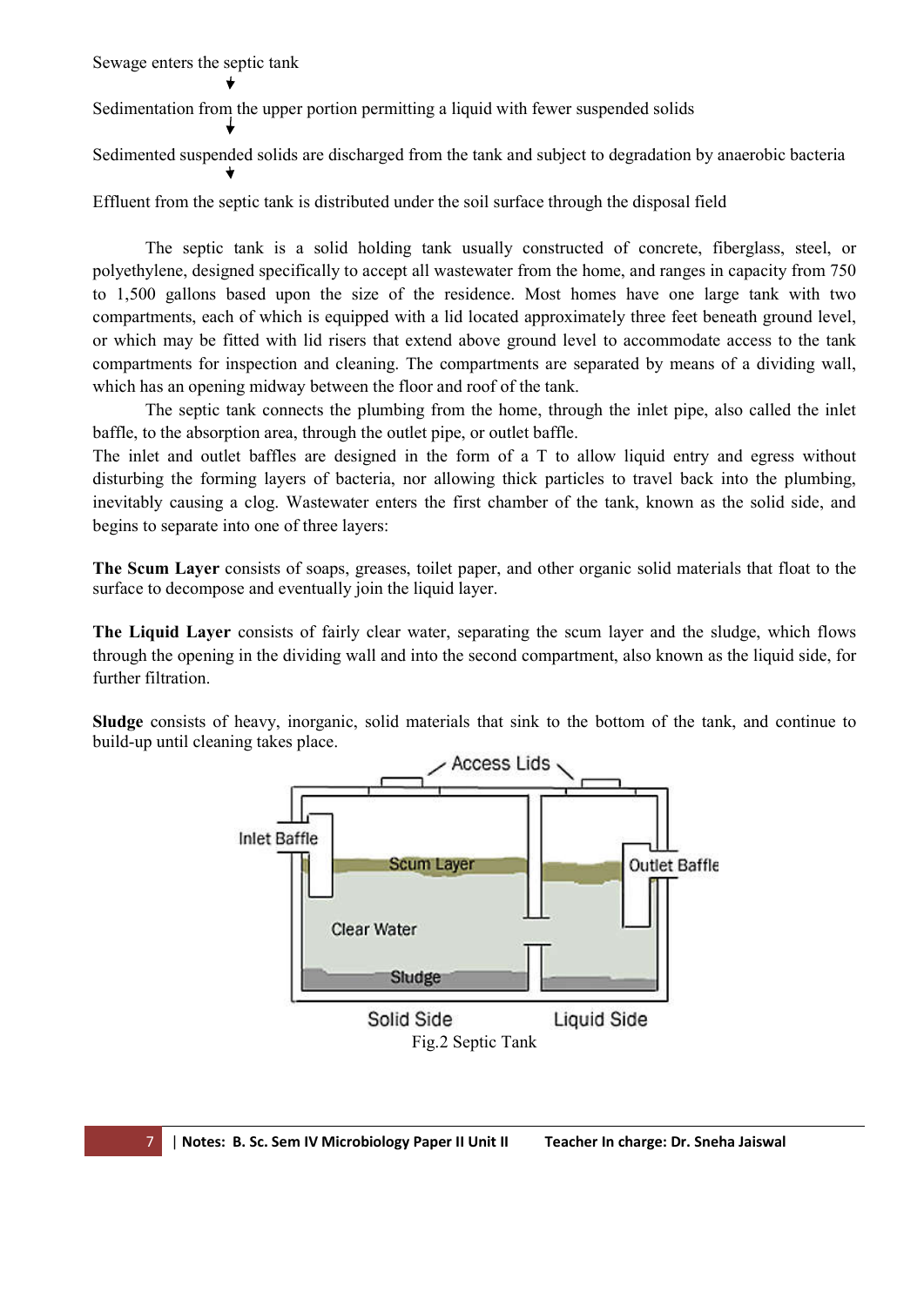Sewage enters the septic tank

↓

Sedimentation from the upper portion permitting a liquid with fewer suspended solids

↓

Sedimented suspended solids are discharged from the tank and subject to degradation by anaerobic bacteria

↓

Effluent from the septic tank is distributed under the soil surface through the disposal field

The septic tank is a solid holding tank usually constructed of concrete, fiberglass, steel, or polyethylene, designed specifically to accept all wastewater from the home, and ranges in capacity from 750 to 1,500 gallons based upon the size of the residence. Most homes have one large tank with two compartments, each of which is equipped with a lid located approximately three feet beneath ground level, or which may be fitted with lid risers that extend above ground level to accommodate access to the tank compartments for inspection and cleaning. The compartments are separated by means of a dividing wall, which has an opening midway between the floor and roof of the tank.

The septic tank connects the plumbing from the home, through the inlet pipe, also called the inlet baffle, to the absorption area, through the outlet pipe, or outlet baffle.

The inlet and outlet baffles are designed in the form of a T to allow liquid entry and egress without disturbing the forming layers of bacteria, nor allowing thick particles to travel back into the plumbing, inevitably causing a clog. Wastewater enters the first chamber of the tank, known as the solid side, and begins to separate into one of three layers:

**The Scum Layer** consists of soaps, greases, toilet paper, and other organic solid materials that float to the surface to decompose and eventually join the liquid layer.

**The Liquid Layer** consists of fairly clear water, separating the scum layer and the sludge, which flows through the opening in the dividing wall and into the second compartment, also known as the liquid side, for further filtration.

**Sludge** consists of heavy, inorganic, solid materials that sink to the bottom of the tank, and continue to build-up until cleaning takes place.

Access Lids

Inlet Baffle | Scum Layer | Outlet Baffle | Clear Water | Sludge

Solid Side | Liquid Side

Fig.2 Septic Tank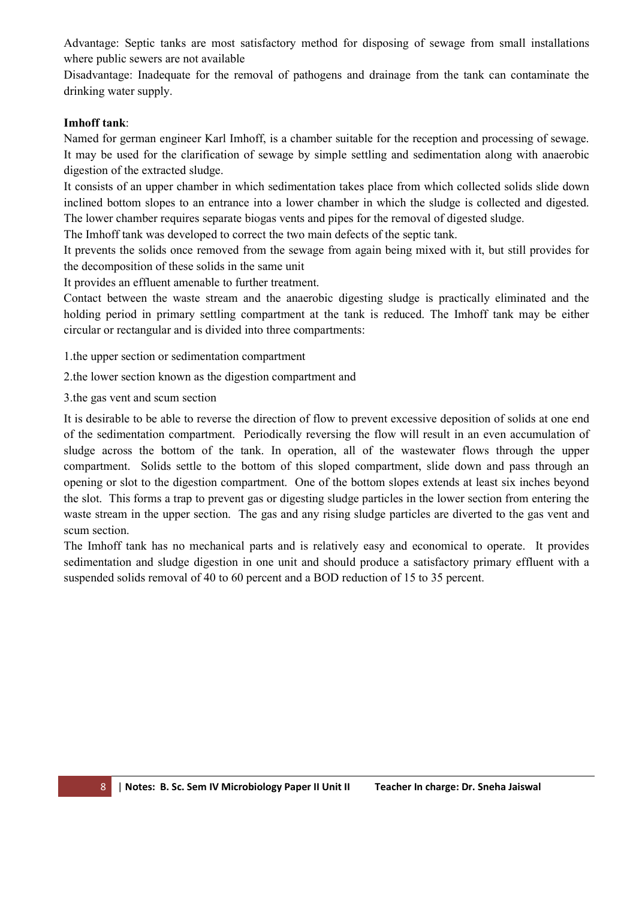Advantage: Septic tanks are most satisfactory method for disposing of sewage from small installations where public sewers are not available

Disadvantage: Inadequate for the removal of pathogens and drainage from the tank can contaminate the drinking water supply.

**Imhoff tank**:

Named for german engineer Karl Imhoff, is a chamber suitable for the reception and processing of sewage. It may be used for the clarification of sewage by simple settling and sedimentation along with anaerobic digestion of the extracted sludge.

It consists of an upper chamber in which sedimentation takes place from which collected solids slide down inclined bottom slopes to an entrance into a lower chamber in which the sludge is collected and digested. The lower chamber requires separate biogas vents and pipes for the removal of digested sludge.

The Imhoff tank was developed to correct the two main defects of the septic tank.

It prevents the solids once removed from the sewage from again being mixed with it, but still provides for the decomposition of these solids in the same unit

It provides an effluent amenable to further treatment.

Contact between the waste stream and the anaerobic digesting sludge is practically eliminated and the holding period in primary settling compartment at the tank is reduced. The Imhoff tank may be either circular or rectangular and is divided into three compartments:

1.the upper section or sedimentation compartment

2.the lower section known as the digestion compartment and

3.the gas vent and scum section

It is desirable to be able to reverse the direction of flow to prevent excessive deposition of solids at one end of the sedimentation compartment. Periodically reversing the flow will result in an even accumulation of sludge across the bottom of the tank. In operation, all of the wastewater flows through the upper compartment. Solids settle to the bottom of this sloped compartment, slide down and pass through an opening or slot to the digestion compartment. One of the bottom slopes extends at least six inches beyond the slot. This forms a trap to prevent gas or digesting sludge particles in the lower section from entering the waste stream in the upper section. The gas and any rising sludge particles are diverted to the gas vent and scum section.

The Imhoff tank has no mechanical parts and is relatively easy and economical to operate. It provides sedimentation and sludge digestion in one unit and should produce a satisfactory primary effluent with a suspended solids removal of 40 to 60 percent and a BOD reduction of 15 to 35 percent.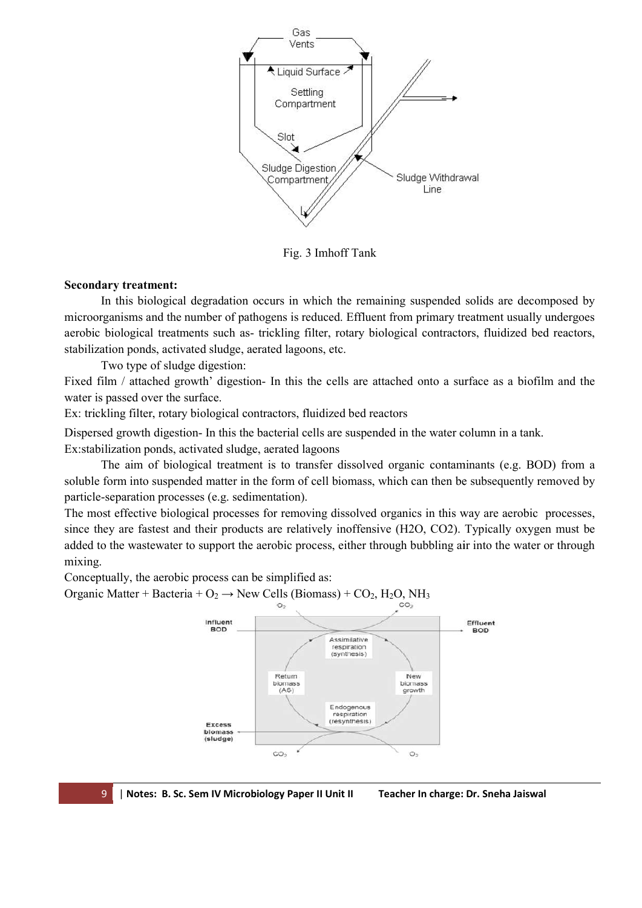Fig. 3 Imhoff Tank

**Secondary treatment:**

In this biological degradation occurs in which the remaining suspended solids are decomposed by microorganisms and the number of pathogens is reduced. Effluent from primary treatment usually undergoes aerobic biological treatments such as- trickling filter, rotary biological contractors, fluidized bed reactors, stabilization ponds, activated sludge, aerated lagoons, etc.

Two type of sludge digestion:

Fixed film / attached growth' digestion- In this the cells are attached onto a surface as a biofilm and the water is passed over the surface.

Ex: trickling filter, rotary biological contractors, fluidized bed reactors

Dispersed growth digestion- In this the bacterial cells are suspended in the water column in a tank.

Ex:stabilization ponds, activated sludge, aerated lagoons

The aim of biological treatment is to transfer dissolved organic contaminants (e.g. BOD) from a soluble form into suspended matter in the form of cell biomass, which can then be subsequently removed by particle-separation processes (e.g. sedimentation).

The most effective biological processes for removing dissolved organics in this way are aerobic processes, since they are fastest and their products are relatively inoffensive (H2O, CO2). Typically oxygen must be added to the wastewater to support the aerobic process, either through bubbling air into the water or through mixing.

Conceptually, the aerobic process can be simplified as:

Organic Matter + Bacteria + $O_2$ → New Cells (Biomass) + $CO_2$, $H_2O$, $NH_3$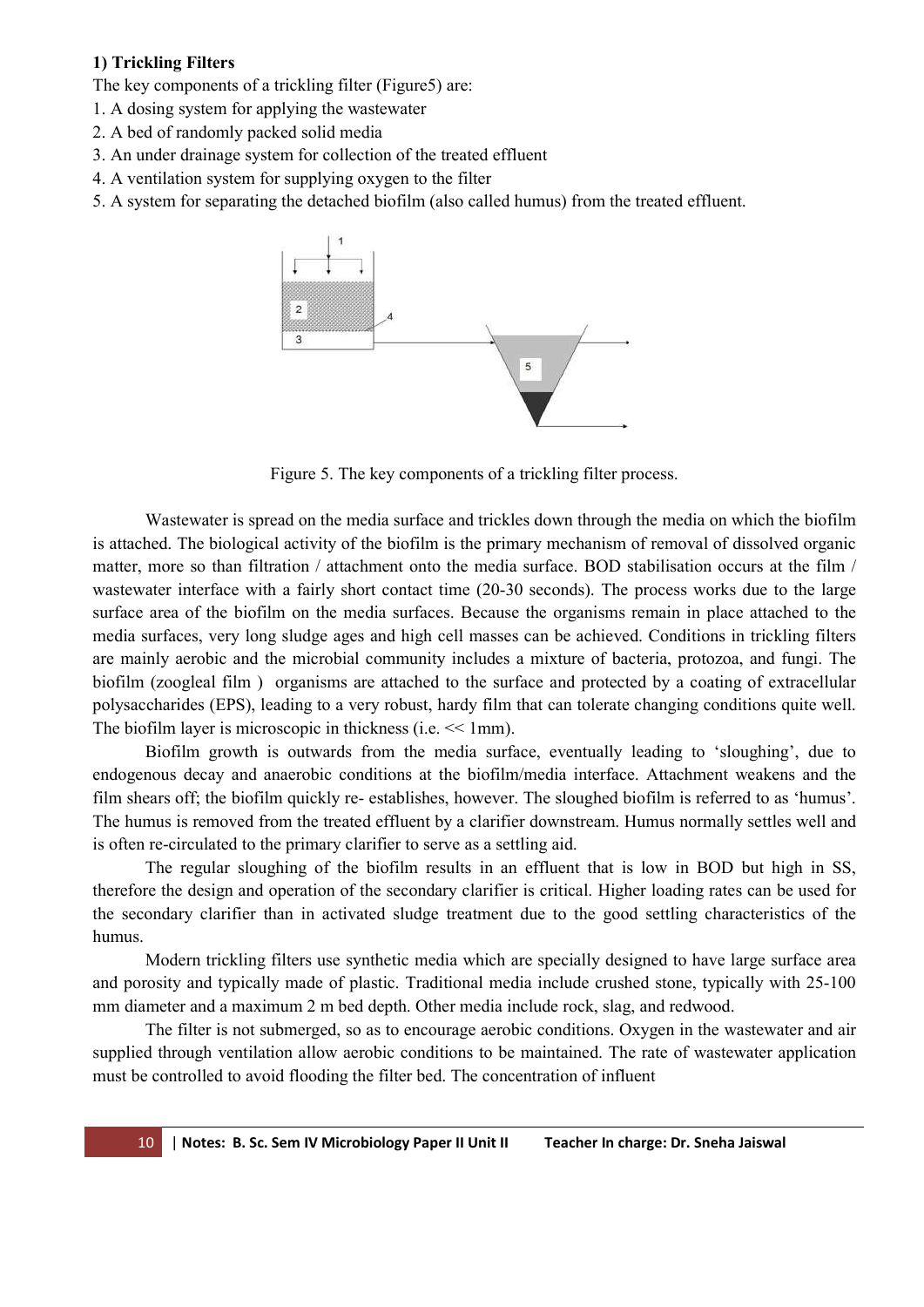**1) Trickling Filters**

The key components of a trickling filter (Figure5) are:

1. A dosing system for applying the wastewater
2. A bed of randomly packed solid media
3. An under drainage system for collection of the treated effluent
4. A ventilation system for supplying oxygen to the filter
5. A system for separating the detached biofilm (also called humus) from the treated effluent.

Figure 5. The key components of a trickling filter process.

Wastewater is spread on the media surface and trickles down through the media on which the biofilm is attached. The biological activity of the biofilm is the primary mechanism of removal of dissolved organic matter, more so than filtration / attachment onto the media surface. BOD stabilisation occurs at the film / wastewater interface with a fairly short contact time (20-30 seconds). The process works due to the large surface area of the biofilm on the media surfaces. Because the organisms remain in place attached to the media surfaces, very long sludge ages and high cell masses can be achieved. Conditions in trickling filters are mainly aerobic and the microbial community includes a mixture of bacteria, protozoa, and fungi. The biofilm (zoogleal film ) organisms are attached to the surface and protected by a coating of extracellular polysaccharides (EPS), leading to a very robust, hardy film that can tolerate changing conditions quite well. The biofilm layer is microscopic in thickness (i.e. << 1mm).

Biofilm growth is outwards from the media surface, eventually leading to 'sloughing', due to endogenous decay and anaerobic conditions at the biofilm/media interface. Attachment weakens and the film shears off; the biofilm quickly re- establishes, however. The sloughed biofilm is referred to as 'humus'. The humus is removed from the treated effluent by a clarifier downstream. Humus normally settles well and is often re-circulated to the primary clarifier to serve as a settling aid.

The regular sloughing of the biofilm results in an effluent that is low in BOD but high in SS, therefore the design and operation of the secondary clarifier is critical. Higher loading rates can be used for the secondary clarifier than in activated sludge treatment due to the good settling characteristics of the humus.

Modern trickling filters use synthetic media which are specially designed to have large surface area and porosity and typically made of plastic. Traditional media include crushed stone, typically with 25-100 mm diameter and a maximum 2 m bed depth. Other media include rock, slag, and redwood.

The filter is not submerged, so as to encourage aerobic conditions. Oxygen in the wastewater and air supplied through ventilation allow aerobic conditions to be maintained. The rate of wastewater application must be controlled to avoid flooding the filter bed. The concentration of influent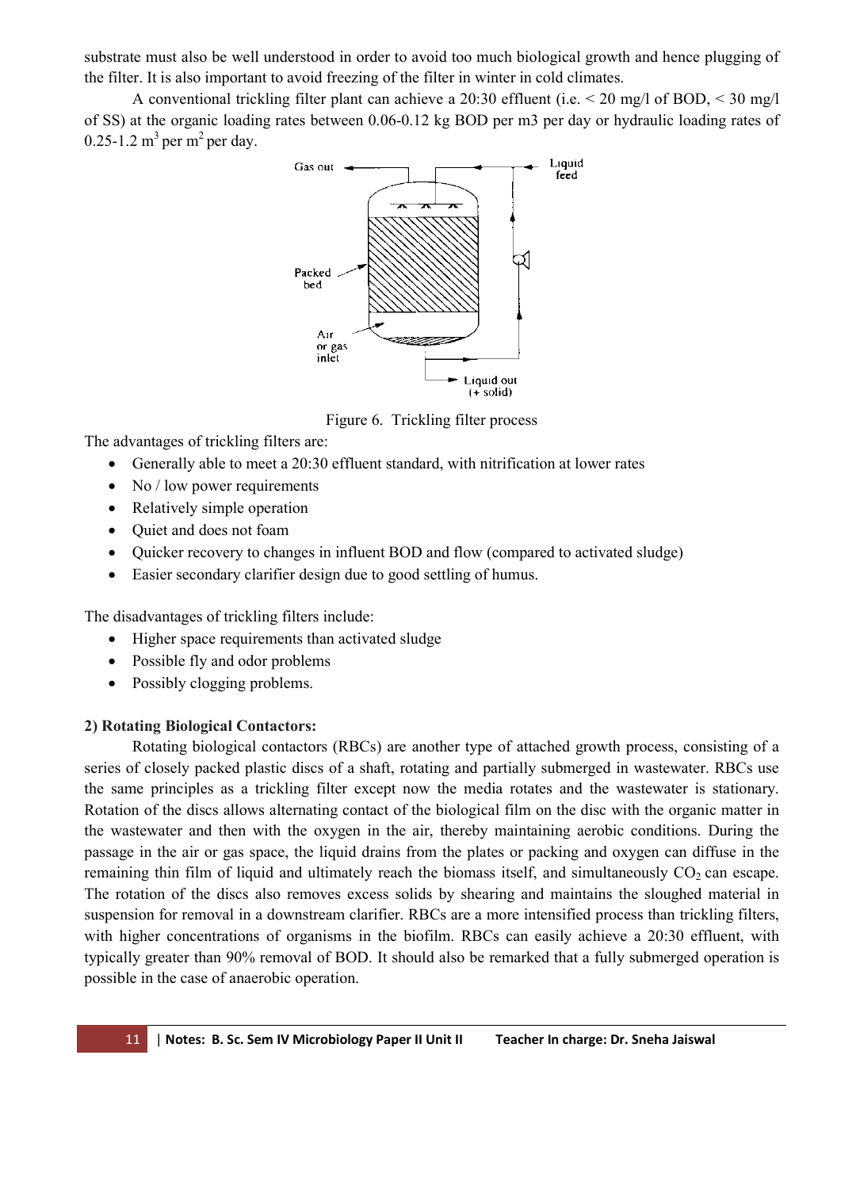substrate must also be well understood in order to avoid too much biological growth and hence plugging of the filter. It is also important to avoid freezing of the filter in winter in cold climates.

A conventional trickling filter plant can achieve a 20:30 effluent (i.e. < 20 mg/l of BOD, < 30 mg/l of SS) at the organic loading rates between 0.06-0.12 kg BOD per m3 per day or hydraulic loading rates of 0.25-1.2 $m^3$ per $m^2$ per day.

Figure 6. Trickling filter process

The advantages of trickling filters are:

- Generally able to meet a 20:30 effluent standard, with nitrification at lower rates
- No / low power requirements
- Relatively simple operation
- Quiet and does not foam
- Quicker recovery to changes in influent BOD and flow (compared to activated sludge)
- Easier secondary clarifier design due to good settling of humus.

The disadvantages of trickling filters include:

- Higher space requirements than activated sludge
- Possible fly and odor problems
- Possibly clogging problems.

**2) Rotating Biological Contactors:**

Rotating biological contactors (RBCs) are another type of attached growth process, consisting of a series of closely packed plastic discs of a shaft, rotating and partially submerged in wastewater. RBCs use the same principles as a trickling filter except now the media rotates and the wastewater is stationary. Rotation of the discs allows alternating contact of the biological film on the disc with the organic matter in the wastewater and then with the oxygen in the air, thereby maintaining aerobic conditions. During the passage in the air or gas space, the liquid drains from the plates or packing and oxygen can diffuse in the remaining thin film of liquid and ultimately reach the biomass itself, and simultaneously $CO_2$ can escape. The rotation of the discs also removes excess solids by shearing and maintains the sloughed material in suspension for removal in a downstream clarifier. RBCs are a more intensified process than trickling filters, with higher concentrations of organisms in the biofilm. RBCs can easily achieve a 20:30 effluent, with typically greater than 90% removal of BOD. It should also be remarked that a fully submerged operation is possible in the case of anaerobic operation.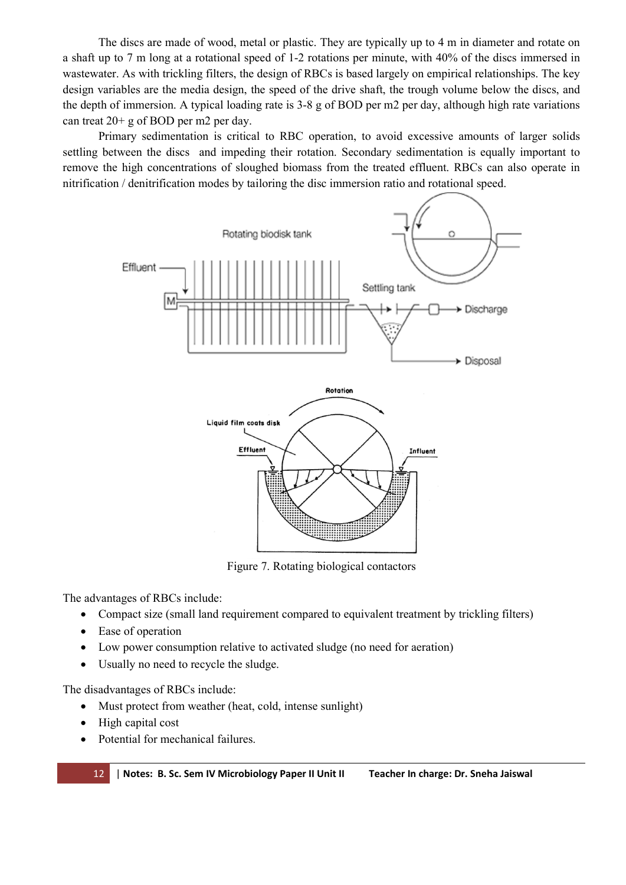The discs are made of wood, metal or plastic. They are typically up to 4 m in diameter and rotate on a shaft up to 7 m long at a rotational speed of 1-2 rotations per minute, with 40% of the discs immersed in wastewater. As with trickling filters, the design of RBCs is based largely on empirical relationships. The key design variables are the media design, the speed of the drive shaft, the trough volume below the discs, and the depth of immersion. A typical loading rate is 3-8 g of BOD per m2 per day, although high rate variations can treat 20+ g of BOD per m2 per day.

Primary sedimentation is critical to RBC operation, to avoid excessive amounts of larger solids settling between the discs and impeding their rotation. Secondary sedimentation is equally important to remove the high concentrations of sloughed biomass from the treated effluent. RBCs can also operate in nitrification / denitrification modes by tailoring the disc immersion ratio and rotational speed.

Figure 7. Rotating biological contactors

The advantages of RBCs include:

- Compact size (small land requirement compared to equivalent treatment by trickling filters)
- Ease of operation
- Low power consumption relative to activated sludge (no need for aeration)
- Usually no need to recycle the sludge.

The disadvantages of RBCs include:

- Must protect from weather (heat, cold, intense sunlight)
- High capital cost
- Potential for mechanical failures.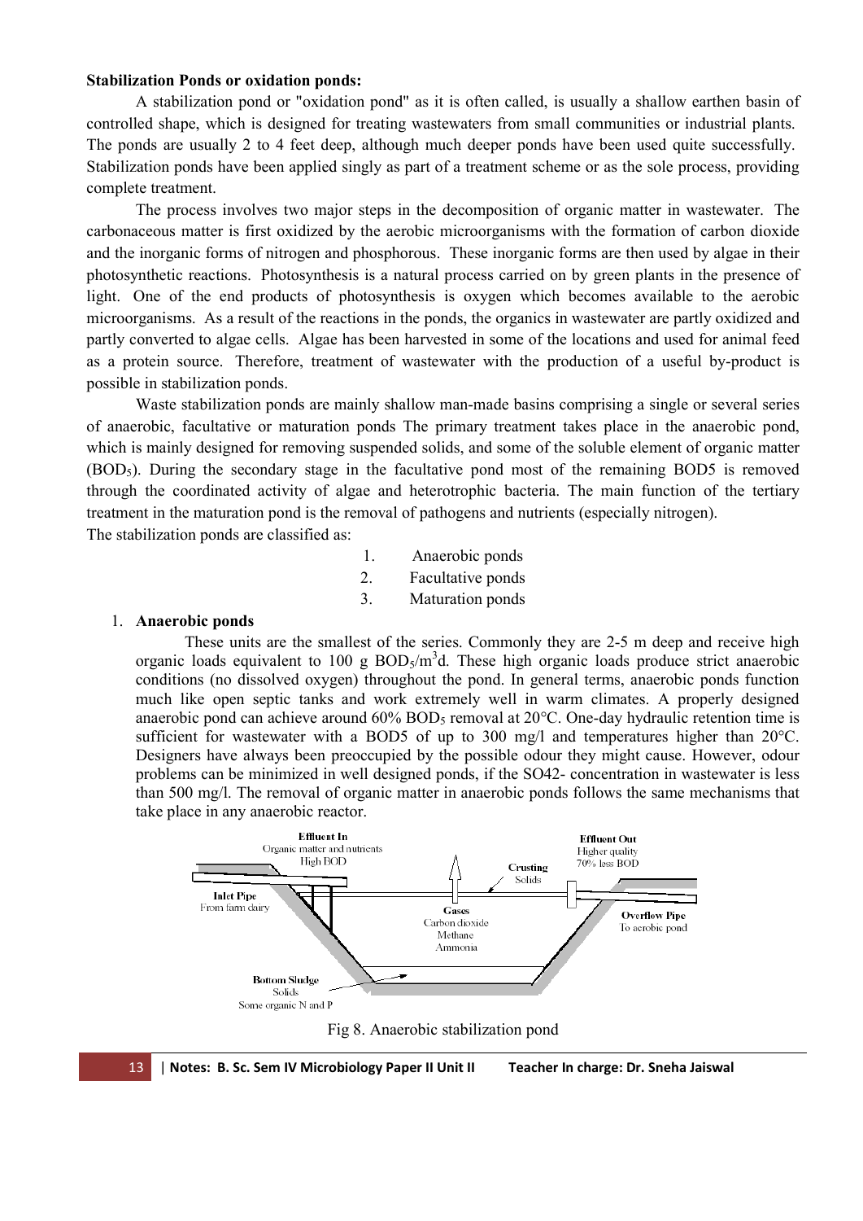**Stabilization Ponds or oxidation ponds:**

A stabilization pond or "oxidation pond" as it is often called, is usually a shallow earthen basin of controlled shape, which is designed for treating wastewaters from small communities or industrial plants. The ponds are usually 2 to 4 feet deep, although much deeper ponds have been used quite successfully. Stabilization ponds have been applied singly as part of a treatment scheme or as the sole process, providing complete treatment.

The process involves two major steps in the decomposition of organic matter in wastewater. The carbonaceous matter is first oxidized by the aerobic microorganisms with the formation of carbon dioxide and the inorganic forms of nitrogen and phosphorous. These inorganic forms are then used by algae in their photosynthetic reactions. Photosynthesis is a natural process carried on by green plants in the presence of light. One of the end products of photosynthesis is oxygen which becomes available to the aerobic microorganisms. As a result of the reactions in the ponds, the organics in wastewater are partly oxidized and partly converted to algae cells. Algae has been harvested in some of the locations and used for animal feed as a protein source. Therefore, treatment of wastewater with the production of a useful by-product is possible in stabilization ponds.

Waste stabilization ponds are mainly shallow man-made basins comprising a single or several series of anaerobic, facultative or maturation ponds The primary treatment takes place in the anaerobic pond, which is mainly designed for removing suspended solids, and some of the soluble element of organic matter ($BOD_5$). During the secondary stage in the facultative pond most of the remaining BOD5 is removed through the coordinated activity of algae and heterotrophic bacteria. The main function of the tertiary treatment in the maturation pond is the removal of pathogens and nutrients (especially nitrogen).

The stabilization ponds are classified as:

1. Anaerobic ponds
2. Facultative ponds
3. Maturation ponds

1. **Anaerobic ponds**

These units are the smallest of the series. Commonly they are 2-5 m deep and receive high organic loads equivalent to 100 g $BOD_5/m^3d$. These high organic loads produce strict anaerobic conditions (no dissolved oxygen) throughout the pond. In general terms, anaerobic ponds function much like open septic tanks and work extremely well in warm climates. A properly designed anaerobic pond can achieve around 60% $BOD_5$ removal at 20°C. One-day hydraulic retention time is sufficient for wastewater with a BOD5 of up to 300 mg/l and temperatures higher than 20°C. Designers have always been preoccupied by the possible odour they might cause. However, odour problems can be minimized in well designed ponds, if the SO42- concentration in wastewater is less than 500 mg/l. The removal of organic matter in anaerobic ponds follows the same mechanisms that take place in any anaerobic reactor.

Effluent In
Organic matter and nutrients
High BOD

Inlet Pipe
From farm dairy

Crusting
Solids

Gases
Carbon dioxide
Methane
Ammonia

Effluent Out
Higher quality
70% less BOD

Overflow Pipe
To aerobic pond

Bottom Sludge
Solids
Some organic N and P

Fig 8. Anaerobic stabilization pond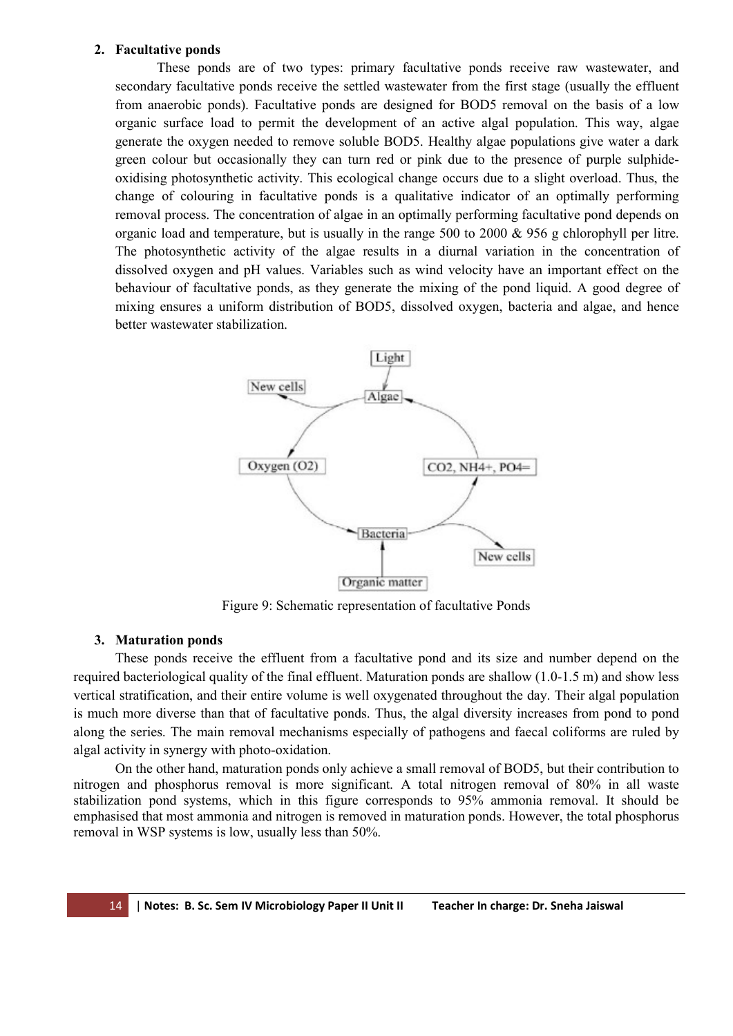2. **Facultative ponds**

These ponds are of two types: primary facultative ponds receive raw wastewater, and secondary facultative ponds receive the settled wastewater from the first stage (usually the effluent from anaerobic ponds). Facultative ponds are designed for BOD5 removal on the basis of a low organic surface load to permit the development of an active algal population. This way, algae generate the oxygen needed to remove soluble BOD5. Healthy algae populations give water a dark green colour but occasionally they can turn red or pink due to the presence of purple sulphide-oxidising photosynthetic activity. This ecological change occurs due to a slight overload. Thus, the change of colouring in facultative ponds is a qualitative indicator of an optimally performing removal process. The concentration of algae in an optimally performing facultative pond depends on organic load and temperature, but is usually in the range 500 to 2000 & 956 g chlorophyll per litre. The photosynthetic activity of the algae results in a diurnal variation in the concentration of dissolved oxygen and pH values. Variables such as wind velocity have an important effect on the behaviour of facultative ponds, as they generate the mixing of the pond liquid. A good degree of mixing ensures a uniform distribution of BOD5, dissolved oxygen, bacteria and algae, and hence better wastewater stabilization.

Figure 9: Schematic representation of facultative Ponds

3. **Maturation ponds**

These ponds receive the effluent from a facultative pond and its size and number depend on the required bacteriological quality of the final effluent. Maturation ponds are shallow (1.0-1.5 m) and show less vertical stratification, and their entire volume is well oxygenated throughout the day. Their algal population is much more diverse than that of facultative ponds. Thus, the algal diversity increases from pond to pond along the series. The main removal mechanisms especially of pathogens and faecal coliforms are ruled by algal activity in synergy with photo-oxidation.

On the other hand, maturation ponds only achieve a small removal of BOD5, but their contribution to nitrogen and phosphorus removal is more significant. A total nitrogen removal of 80% in all waste stabilization pond systems, which in this figure corresponds to 95% ammonia removal. It should be emphasised that most ammonia and nitrogen is removed in maturation ponds. However, the total phosphorus removal in WSP systems is low, usually less than 50%.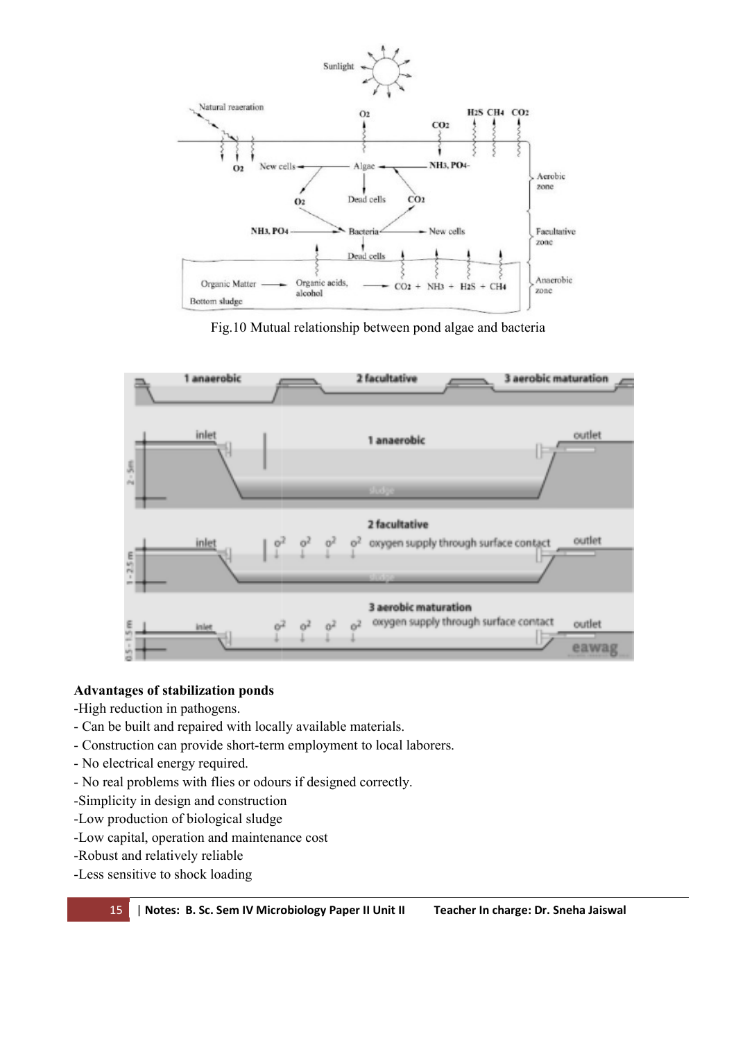Fig.10 Mutual relationship between pond algae and bacteria

**Advantages of stabilization ponds**

-High reduction in pathogens.

- Can be built and repaired with locally available materials.
- Construction can provide short-term employment to local laborers.
- No electrical energy required.
- No real problems with flies or odours if designed correctly.

-Simplicity in design and construction

-Low production of biological sludge

-Low capital, operation and maintenance cost

-Robust and relatively reliable

-Less sensitive to shock loading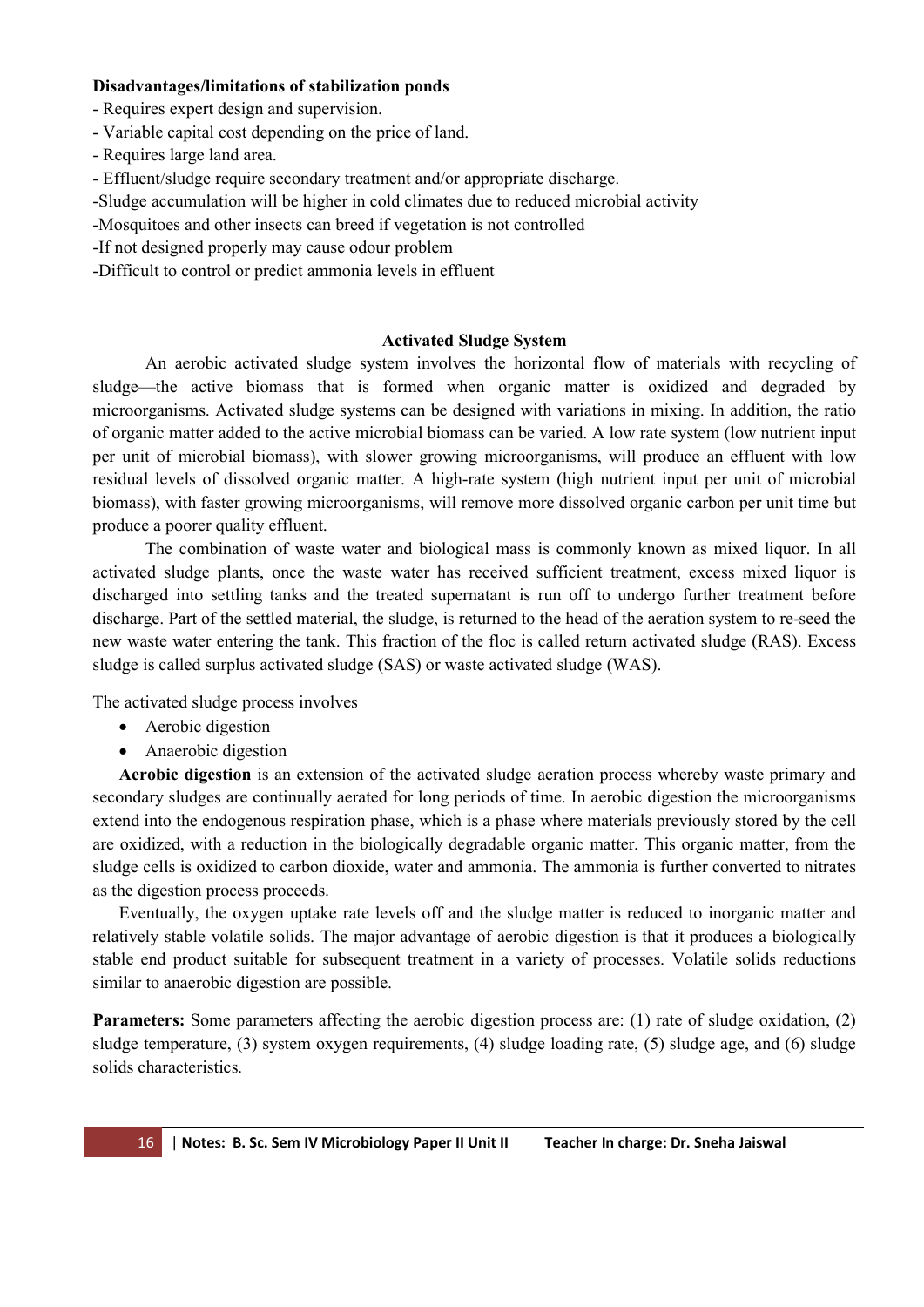**Disadvantages/limitations of stabilization ponds**

- Requires expert design and supervision.
- Variable capital cost depending on the price of land.
- Requires large land area.
- Effluent/sludge require secondary treatment and/or appropriate discharge.
- Sludge accumulation will be higher in cold climates due to reduced microbial activity
- Mosquitoes and other insects can breed if vegetation is not controlled
- If not designed properly may cause odour problem
- Difficult to control or predict ammonia levels in effluent

## Activated Sludge System

An aerobic activated sludge system involves the horizontal flow of materials with recycling of sludge—the active biomass that is formed when organic matter is oxidized and degraded by microorganisms. Activated sludge systems can be designed with variations in mixing. In addition, the ratio of organic matter added to the active microbial biomass can be varied. A low rate system (low nutrient input per unit of microbial biomass), with slower growing microorganisms, will produce an effluent with low residual levels of dissolved organic matter. A high-rate system (high nutrient input per unit of microbial biomass), with faster growing microorganisms, will remove more dissolved organic carbon per unit time but produce a poorer quality effluent.

The combination of waste water and biological mass is commonly known as mixed liquor. In all activated sludge plants, once the waste water has received sufficient treatment, excess mixed liquor is discharged into settling tanks and the treated supernatant is run off to undergo further treatment before discharge. Part of the settled material, the sludge, is returned to the head of the aeration system to re-seed the new waste water entering the tank. This fraction of the floc is called return activated sludge (RAS). Excess sludge is called surplus activated sludge (SAS) or waste activated sludge (WAS).

The activated sludge process involves

- Aerobic digestion
- Anaerobic digestion

**Aerobic digestion** is an extension of the activated sludge aeration process whereby waste primary and secondary sludges are continually aerated for long periods of time. In aerobic digestion the microorganisms extend into the endogenous respiration phase, which is a phase where materials previously stored by the cell are oxidized, with a reduction in the biologically degradable organic matter. This organic matter, from the sludge cells is oxidized to carbon dioxide, water and ammonia. The ammonia is further converted to nitrates as the digestion process proceeds.

Eventually, the oxygen uptake rate levels off and the sludge matter is reduced to inorganic matter and relatively stable volatile solids. The major advantage of aerobic digestion is that it produces a biologically stable end product suitable for subsequent treatment in a variety of processes. Volatile solids reductions similar to anaerobic digestion are possible.

**Parameters:** Some parameters affecting the aerobic digestion process are: (1) rate of sludge oxidation, (2) sludge temperature, (3) system oxygen requirements, (4) sludge loading rate, (5) sludge age, and (6) sludge solids characteristics.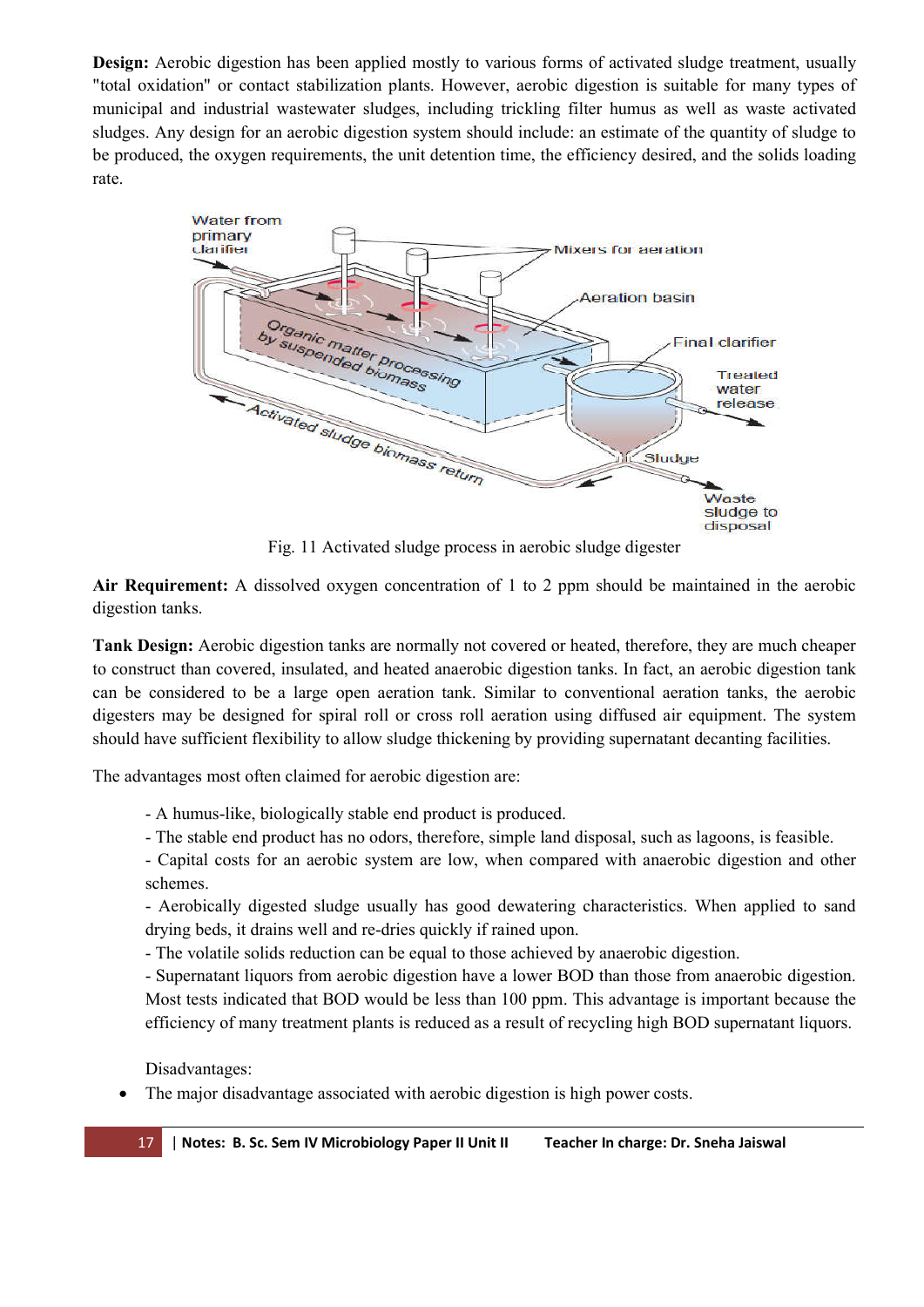**Design:** Aerobic digestion has been applied mostly to various forms of activated sludge treatment, usually "total oxidation" or contact stabilization plants. However, aerobic digestion is suitable for many types of municipal and industrial wastewater sludges, including trickling filter humus as well as waste activated sludges. Any design for an aerobic digestion system should include: an estimate of the quantity of sludge to be produced, the oxygen requirements, the unit detention time, the efficiency desired, and the solids loading rate.

Fig. 11 Activated sludge process in aerobic sludge digester

**Air Requirement:** A dissolved oxygen concentration of 1 to 2 ppm should be maintained in the aerobic digestion tanks.

**Tank Design:** Aerobic digestion tanks are normally not covered or heated, therefore, they are much cheaper to construct than covered, insulated, and heated anaerobic digestion tanks. In fact, an aerobic digestion tank can be considered to be a large open aeration tank. Similar to conventional aeration tanks, the aerobic digesters may be designed for spiral roll or cross roll aeration using diffused air equipment. The system should have sufficient flexibility to allow sludge thickening by providing supernatant decanting facilities.

The advantages most often claimed for aerobic digestion are:

- A humus-like, biologically stable end product is produced.
- The stable end product has no odors, therefore, simple land disposal, such as lagoons, is feasible.
- Capital costs for an aerobic system are low, when compared with anaerobic digestion and other schemes.
- Aerobically digested sludge usually has good dewatering characteristics. When applied to sand drying beds, it drains well and re-dries quickly if rained upon.
- The volatile solids reduction can be equal to those achieved by anaerobic digestion.
- Supernatant liquors from aerobic digestion have a lower BOD than those from anaerobic digestion. Most tests indicated that BOD would be less than 100 ppm. This advantage is important because the efficiency of many treatment plants is reduced as a result of recycling high BOD supernatant liquors.

Disadvantages:

- The major disadvantage associated with aerobic digestion is high power costs.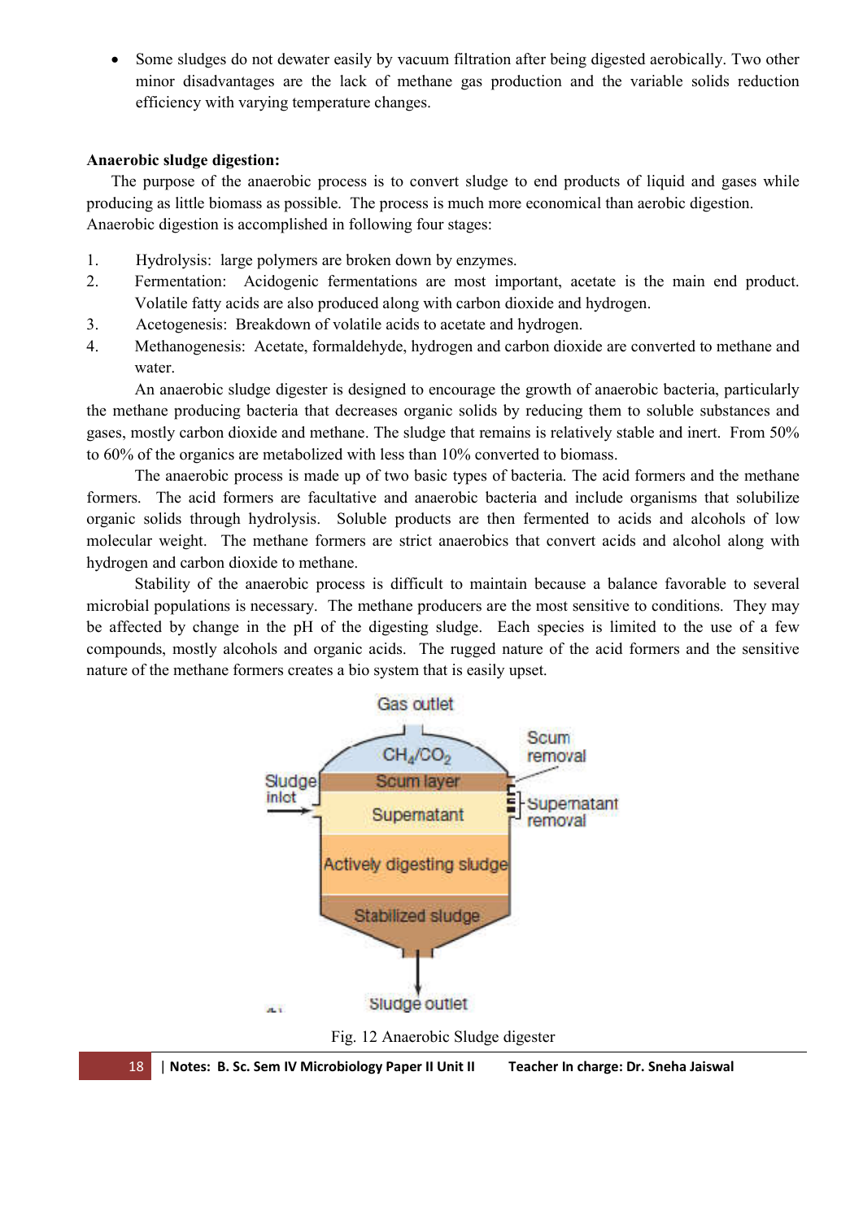- Some sludges do not dewater easily by vacuum filtration after being digested aerobically. Two other minor disadvantages are the lack of methane gas production and the variable solids reduction efficiency with varying temperature changes.

**Anaerobic sludge digestion:**

The purpose of the anaerobic process is to convert sludge to end products of liquid and gases while producing as little biomass as possible. The process is much more economical than aerobic digestion. Anaerobic digestion is accomplished in following four stages:

1. Hydrolysis: large polymers are broken down by enzymes.
2. Fermentation: Acidogenic fermentations are most important, acetate is the main end product. Volatile fatty acids are also produced along with carbon dioxide and hydrogen.
3. Acetogenesis: Breakdown of volatile acids to acetate and hydrogen.
4. Methanogenesis: Acetate, formaldehyde, hydrogen and carbon dioxide are converted to methane and water.

An anaerobic sludge digester is designed to encourage the growth of anaerobic bacteria, particularly the methane producing bacteria that decreases organic solids by reducing them to soluble substances and gases, mostly carbon dioxide and methane. The sludge that remains is relatively stable and inert. From 50% to 60% of the organics are metabolized with less than 10% converted to biomass.

The anaerobic process is made up of two basic types of bacteria. The acid formers and the methane formers. The acid formers are facultative and anaerobic bacteria and include organisms that solubilize organic solids through hydrolysis. Soluble products are then fermented to acids and alcohols of low molecular weight. The methane formers are strict anaerobics that convert acids and alcohol along with hydrogen and carbon dioxide to methane.

Stability of the anaerobic process is difficult to maintain because a balance favorable to several microbial populations is necessary. The methane producers are the most sensitive to conditions. They may be affected by change in the pH of the digesting sludge. Each species is limited to the use of a few compounds, mostly alcohols and organic acids. The rugged nature of the acid formers and the sensitive nature of the methane formers creates a bio system that is easily upset.

Fig. 12 Anaerobic Sludge digester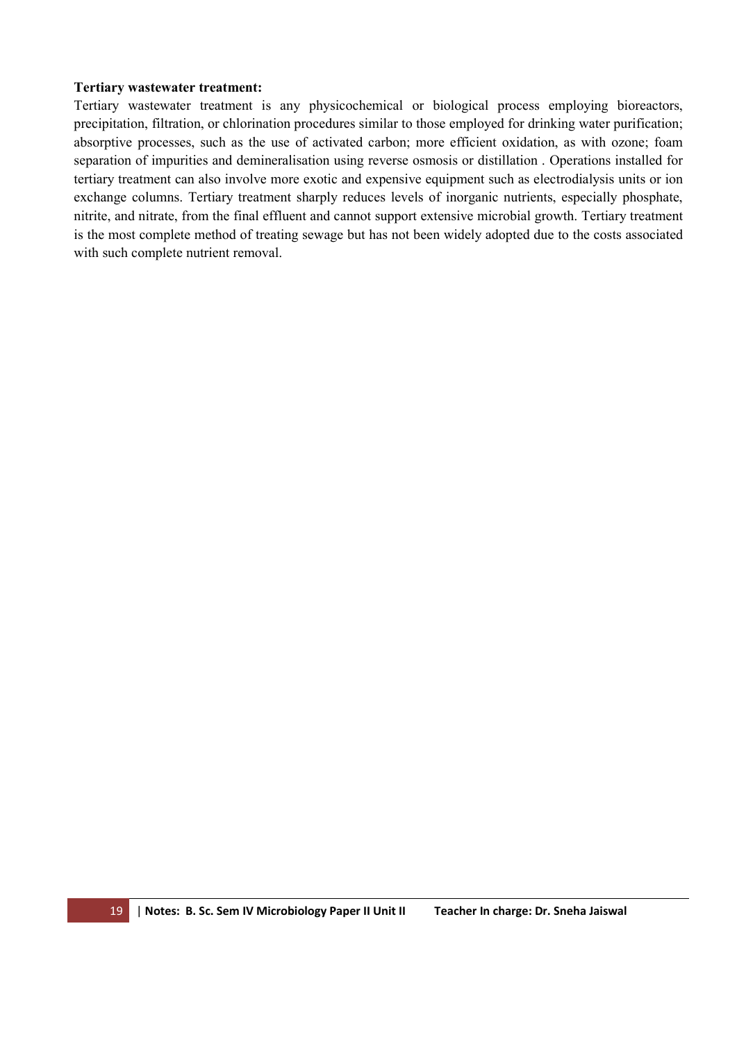**Tertiary wastewater treatment:**

Tertiary wastewater treatment is any physicochemical or biological process employing bioreactors, precipitation, filtration, or chlorination procedures similar to those employed for drinking water purification; absorptive processes, such as the use of activated carbon; more efficient oxidation, as with ozone; foam separation of impurities and demineralisation using reverse osmosis or distillation . Operations installed for tertiary treatment can also involve more exotic and expensive equipment such as electrodialysis units or ion exchange columns. Tertiary treatment sharply reduces levels of inorganic nutrients, especially phosphate, nitrite, and nitrate, from the final effluent and cannot support extensive microbial growth. Tertiary treatment is the most complete method of treating sewage but has not been widely adopted due to the costs associated with such complete nutrient removal.